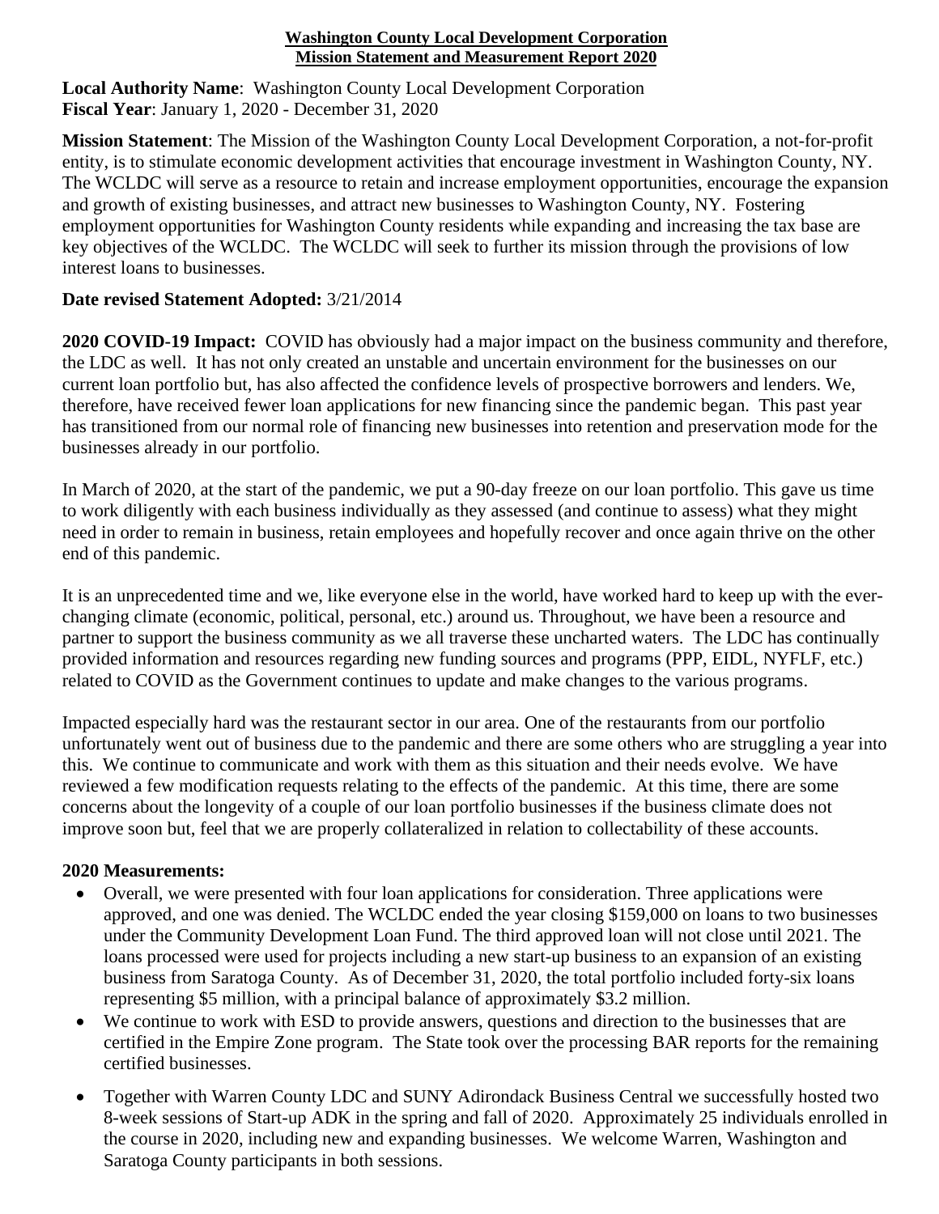**Washington County Local Development Corporation**
**Mission Statement and Measurement Report 2020**

**Local Authority Name**: Washington County Local Development Corporation
**Fiscal Year**: January 1, 2020 - December 31, 2020

**Mission Statement**: The Mission of the Washington County Local Development Corporation, a not-for-profit entity, is to stimulate economic development activities that encourage investment in Washington County, NY. The WCLDC will serve as a resource to retain and increase employment opportunities, encourage the expansion and growth of existing businesses, and attract new businesses to Washington County, NY. Fostering employment opportunities for Washington County residents while expanding and increasing the tax base are key objectives of the WCLDC. The WCLDC will seek to further its mission through the provisions of low interest loans to businesses.

**Date revised Statement Adopted:** 3/21/2014

**2020 COVID-19 Impact:** COVID has obviously had a major impact on the business community and therefore, the LDC as well. It has not only created an unstable and uncertain environment for the businesses on our current loan portfolio but, has also affected the confidence levels of prospective borrowers and lenders. We, therefore, have received fewer loan applications for new financing since the pandemic began. This past year has transitioned from our normal role of financing new businesses into retention and preservation mode for the businesses already in our portfolio.

In March of 2020, at the start of the pandemic, we put a 90-day freeze on our loan portfolio. This gave us time to work diligently with each business individually as they assessed (and continue to assess) what they might need in order to remain in business, retain employees and hopefully recover and once again thrive on the other end of this pandemic.

It is an unprecedented time and we, like everyone else in the world, have worked hard to keep up with the ever-changing climate (economic, political, personal, etc.) around us. Throughout, we have been a resource and partner to support the business community as we all traverse these uncharted waters. The LDC has continually provided information and resources regarding new funding sources and programs (PPP, EIDL, NYFLF, etc.) related to COVID as the Government continues to update and make changes to the various programs.

Impacted especially hard was the restaurant sector in our area. One of the restaurants from our portfolio unfortunately went out of business due to the pandemic and there are some others who are struggling a year into this. We continue to communicate and work with them as this situation and their needs evolve. We have reviewed a few modification requests relating to the effects of the pandemic. At this time, there are some concerns about the longevity of a couple of our loan portfolio businesses if the business climate does not improve soon but, feel that we are properly collateralized in relation to collectability of these accounts.

**2020 Measurements:**

- Overall, we were presented with four loan applications for consideration. Three applications were approved, and one was denied. The WCLDC ended the year closing $159,000 on loans to two businesses under the Community Development Loan Fund. The third approved loan will not close until 2021. The loans processed were used for projects including a new start-up business to an expansion of an existing business from Saratoga County. As of December 31, 2020, the total portfolio included forty-six loans representing $5 million, with a principal balance of approximately $3.2 million.
- We continue to work with ESD to provide answers, questions and direction to the businesses that are certified in the Empire Zone program. The State took over the processing BAR reports for the remaining certified businesses.
- Together with Warren County LDC and SUNY Adirondack Business Central we successfully hosted two 8-week sessions of Start-up ADK in the spring and fall of 2020. Approximately 25 individuals enrolled in the course in 2020, including new and expanding businesses. We welcome Warren, Washington and Saratoga County participants in both sessions.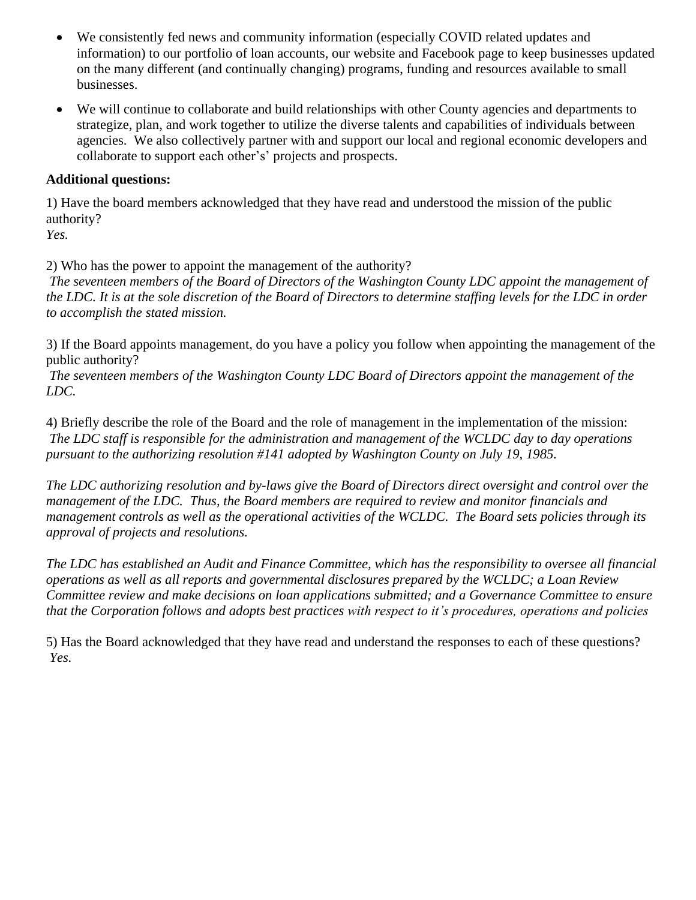- We consistently fed news and community information (especially COVID related updates and information) to our portfolio of loan accounts, our website and Facebook page to keep businesses updated on the many different (and continually changing) programs, funding and resources available to small businesses.
- We will continue to collaborate and build relationships with other County agencies and departments to strategize, plan, and work together to utilize the diverse talents and capabilities of individuals between agencies. We also collectively partner with and support our local and regional economic developers and collaborate to support each other's' projects and prospects.

**Additional questions:**

1) Have the board members acknowledged that they have read and understood the mission of the public authority?
*Yes.*

2) Who has the power to appoint the management of the authority?
*The seventeen members of the Board of Directors of the Washington County LDC appoint the management of the LDC. It is at the sole discretion of the Board of Directors to determine staffing levels for the LDC in order to accomplish the stated mission.*

3) If the Board appoints management, do you have a policy you follow when appointing the management of the public authority?
*The seventeen members of the Washington County LDC Board of Directors appoint the management of the LDC.*

4) Briefly describe the role of the Board and the role of management in the implementation of the mission:
*The LDC staff is responsible for the administration and management of the WCLDC day to day operations pursuant to the authorizing resolution #141 adopted by Washington County on July 19, 1985.*

*The LDC authorizing resolution and by-laws give the Board of Directors direct oversight and control over the management of the LDC. Thus, the Board members are required to review and monitor financials and management controls as well as the operational activities of the WCLDC. The Board sets policies through its approval of projects and resolutions.*

*The LDC has established an Audit and Finance Committee, which has the responsibility to oversee all financial operations as well as all reports and governmental disclosures prepared by the WCLDC; a Loan Review Committee review and make decisions on loan applications submitted; and a Governance Committee to ensure that the Corporation follows and adopts best practices with respect to it's procedures, operations and policies*

5) Has the Board acknowledged that they have read and understand the responses to each of these questions?
*Yes.*